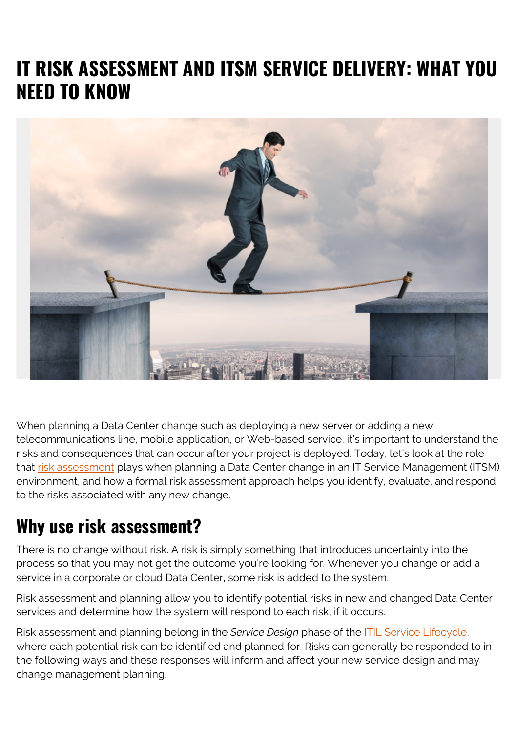# IT RISK ASSESSMENT AND ITSM SERVICE DELIVERY: WHAT YOU NEED TO KNOW

When planning a Data Center change such as deploying a new server or adding a new telecommunications line, mobile application, or Web-based service, it's important to understand the risks and consequences that can occur after your project is deployed. Today, let's look at the role that risk assessment plays when planning a Data Center change in an IT Service Management (ITSM) environment, and how a formal risk assessment approach helps you identify, evaluate, and respond to the risks associated with any new change.

## Why use risk assessment?

There is no change without risk. A risk is simply something that introduces uncertainty into the process so that you may not get the outcome you're looking for. Whenever you change or add a service in a corporate or cloud Data Center, some risk is added to the system.

Risk assessment and planning allow you to identify potential risks in new and changed Data Center services and determine how the system will respond to each risk, if it occurs.

Risk assessment and planning belong in the *Service Design* phase of the ITIL Service Lifecycle, where each potential risk can be identified and planned for. Risks can generally be responded to in the following ways and these responses will inform and affect your new service design and may change management planning.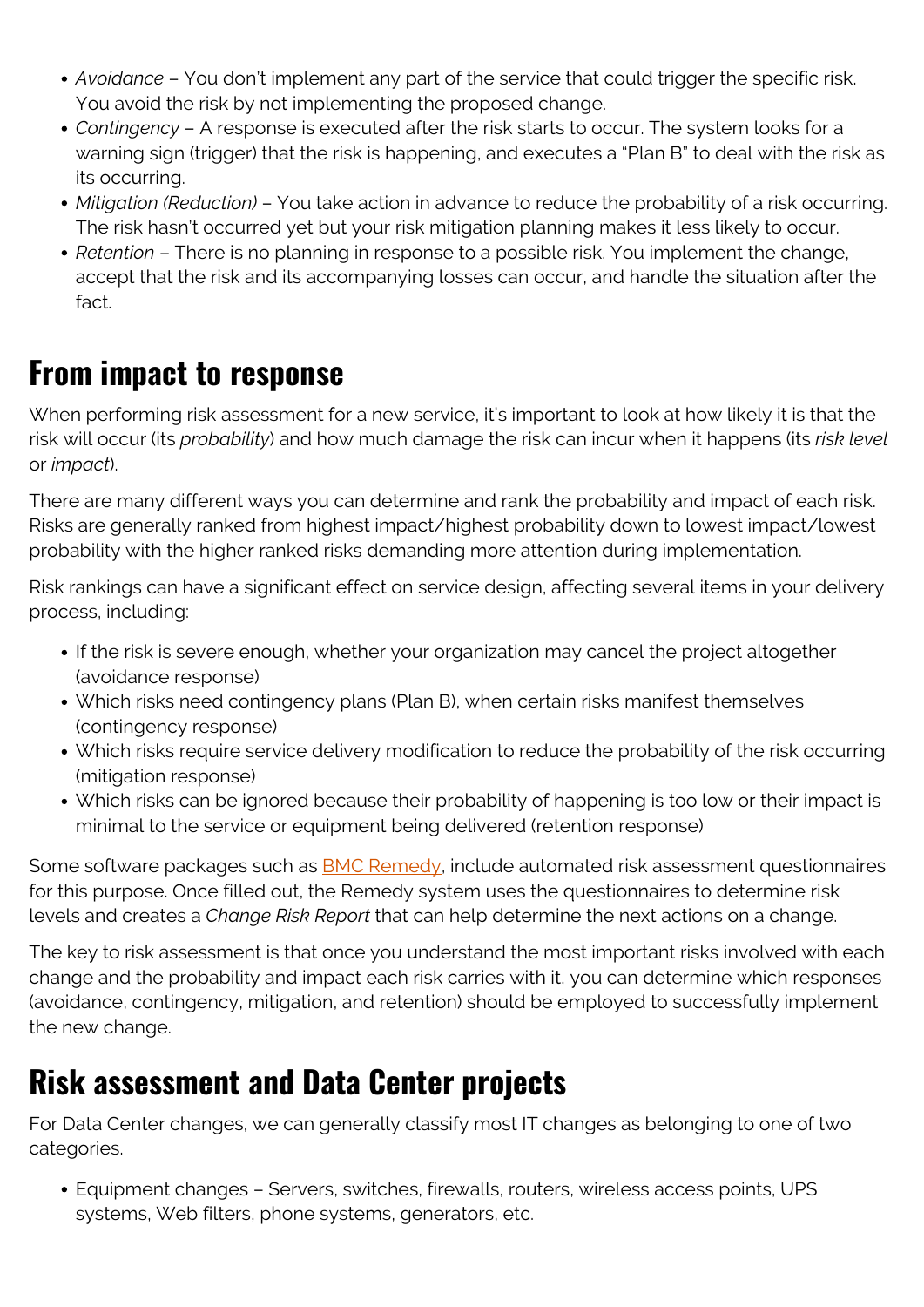- *Avoidance* – You don't implement any part of the service that could trigger the specific risk. You avoid the risk by not implementing the proposed change.
- *Contingency* – A response is executed after the risk starts to occur. The system looks for a warning sign (trigger) that the risk is happening, and executes a "Plan B" to deal with the risk as its occurring.
- *Mitigation (Reduction)* – You take action in advance to reduce the probability of a risk occurring. The risk hasn't occurred yet but your risk mitigation planning makes it less likely to occur.
- *Retention* – There is no planning in response to a possible risk. You implement the change, accept that the risk and its accompanying losses can occur, and handle the situation after the fact.

## From impact to response

When performing risk assessment for a new service, it's important to look at how likely it is that the risk will occur (its *probability*) and how much damage the risk can incur when it happens (its *risk level* or *impact*).

There are many different ways you can determine and rank the probability and impact of each risk. Risks are generally ranked from highest impact/highest probability down to lowest impact/lowest probability with the higher ranked risks demanding more attention during implementation.

Risk rankings can have a significant effect on service design, affecting several items in your delivery process, including:

- If the risk is severe enough, whether your organization may cancel the project altogether (avoidance response)
- Which risks need contingency plans (Plan B), when certain risks manifest themselves (contingency response)
- Which risks require service delivery modification to reduce the probability of the risk occurring (mitigation response)
- Which risks can be ignored because their probability of happening is too low or their impact is minimal to the service or equipment being delivered (retention response)

Some software packages such as BMC Remedy, include automated risk assessment questionnaires for this purpose. Once filled out, the Remedy system uses the questionnaires to determine risk levels and creates a *Change Risk Report* that can help determine the next actions on a change.

The key to risk assessment is that once you understand the most important risks involved with each change and the probability and impact each risk carries with it, you can determine which responses (avoidance, contingency, mitigation, and retention) should be employed to successfully implement the new change.

## Risk assessment and Data Center projects

For Data Center changes, we can generally classify most IT changes as belonging to one of two categories.

- Equipment changes – Servers, switches, firewalls, routers, wireless access points, UPS systems, Web filters, phone systems, generators, etc.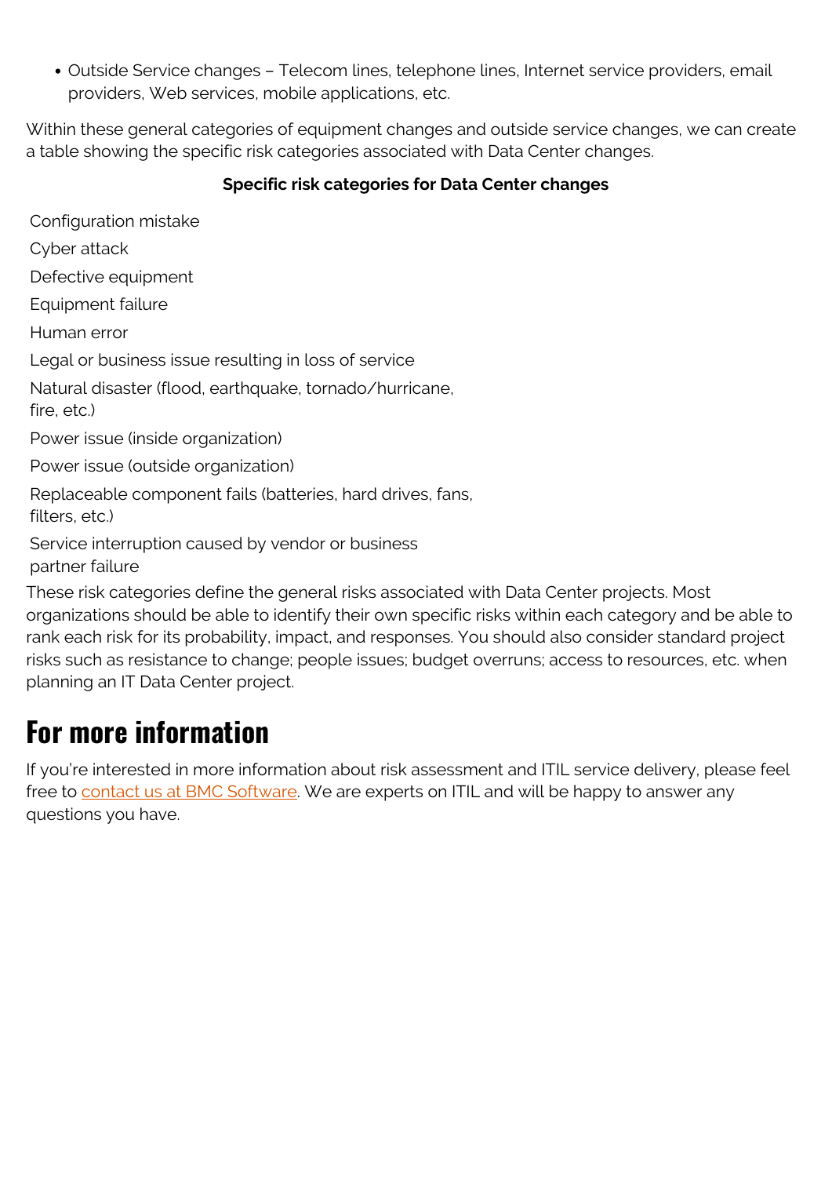- Outside Service changes – Telecom lines, telephone lines, Internet service providers, email providers, Web services, mobile applications, etc.

Within these general categories of equipment changes and outside service changes, we can create a table showing the specific risk categories associated with Data Center changes.

**Specific risk categories for Data Center changes**

| |
|---|
| Configuration mistake |
| Cyber attack |
| Defective equipment |
| Equipment failure |
| Human error |
| Legal or business issue resulting in loss of service |
| Natural disaster (flood, earthquake, tornado/hurricane, fire, etc.) |
| Power issue (inside organization) |
| Power issue (outside organization) |
| Replaceable component fails (batteries, hard drives, fans, filters, etc.) |
| Service interruption caused by vendor or business partner failure |

These risk categories define the general risks associated with Data Center projects. Most organizations should be able to identify their own specific risks within each category and be able to rank each risk for its probability, impact, and responses. You should also consider standard project risks such as resistance to change; people issues; budget overruns; access to resources, etc. when planning an IT Data Center project.

## For more information

If you're interested in more information about risk assessment and ITIL service delivery, please feel free to contact us at BMC Software. We are experts on ITIL and will be happy to answer any questions you have.